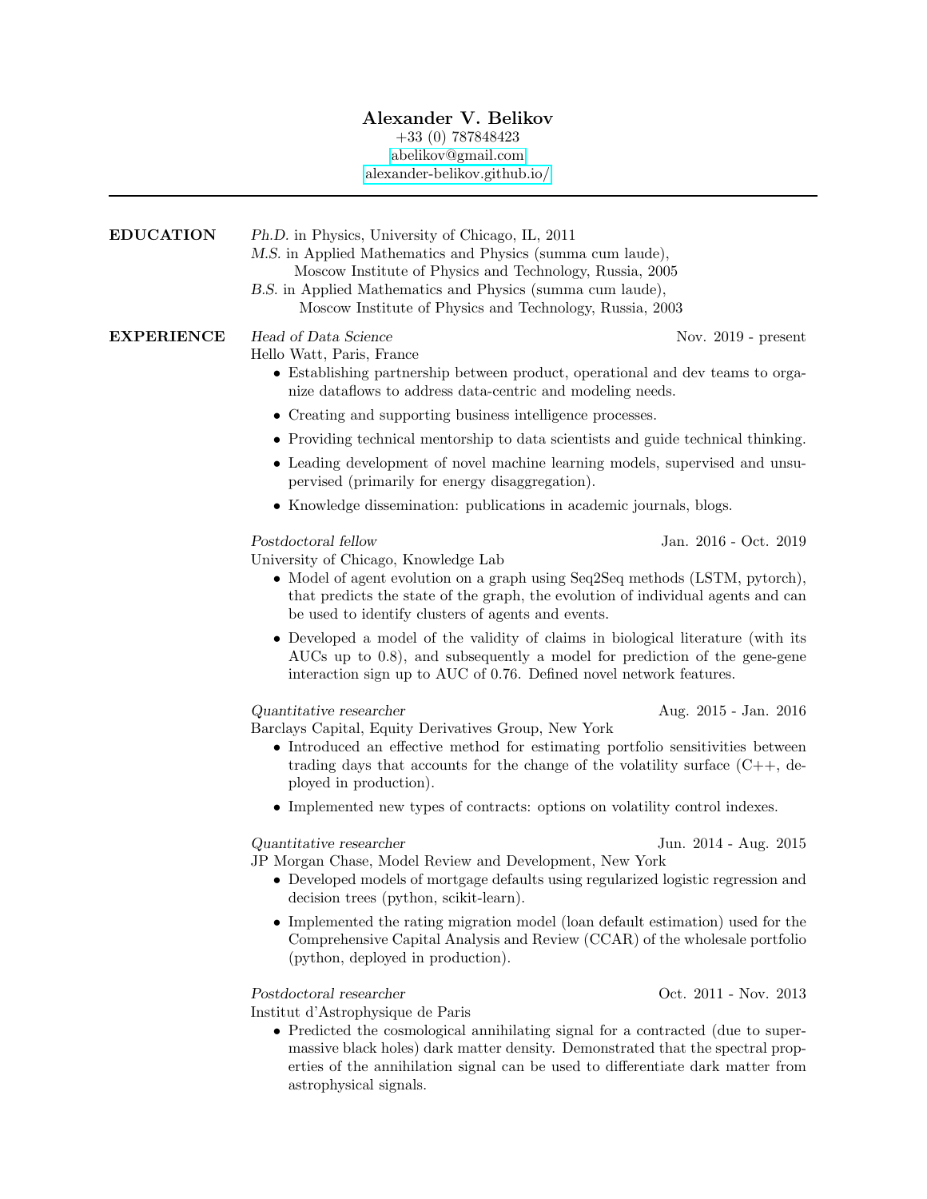# Alexander V. Belikov

+33 (0) 787848423
abelikov@gmail.com
alexander-belikov.github.io/

---

## EDUCATION

*Ph.D.* in Physics, University of Chicago, IL, 2011

*M.S.* in Applied Mathematics and Physics (summa cum laude),
Moscow Institute of Physics and Technology, Russia, 2005

*B.S.* in Applied Mathematics and Physics (summa cum laude),
Moscow Institute of Physics and Technology, Russia, 2003

## EXPERIENCE

*Head of Data Science* — Nov. 2019 - present
Hello Watt, Paris, France

- Establishing partnership between product, operational and dev teams to organize dataflows to address data-centric and modeling needs.
- Creating and supporting business intelligence processes.
- Providing technical mentorship to data scientists and guide technical thinking.
- Leading development of novel machine learning models, supervised and unsupervised (primarily for energy disaggregation).
- Knowledge dissemination: publications in academic journals, blogs.

*Postdoctoral fellow* — Jan. 2016 - Oct. 2019
University of Chicago, Knowledge Lab

- Model of agent evolution on a graph using Seq2Seq methods (LSTM, pytorch), that predicts the state of the graph, the evolution of individual agents and can be used to identify clusters of agents and events.
- Developed a model of the validity of claims in biological literature (with its AUCs up to 0.8), and subsequently a model for prediction of the gene-gene interaction sign up to AUC of 0.76. Defined novel network features.

*Quantitative researcher* — Aug. 2015 - Jan. 2016
Barclays Capital, Equity Derivatives Group, New York

- Introduced an effective method for estimating portfolio sensitivities between trading days that accounts for the change of the volatility surface (C++, deployed in production).
- Implemented new types of contracts: options on volatility control indexes.

*Quantitative researcher* — Jun. 2014 - Aug. 2015
JP Morgan Chase, Model Review and Development, New York

- Developed models of mortgage defaults using regularized logistic regression and decision trees (python, scikit-learn).
- Implemented the rating migration model (loan default estimation) used for the Comprehensive Capital Analysis and Review (CCAR) of the wholesale portfolio (python, deployed in production).

*Postdoctoral researcher* — Oct. 2011 - Nov. 2013
Institut d'Astrophysique de Paris

- Predicted the cosmological annihilating signal for a contracted (due to supermassive black holes) dark matter density. Demonstrated that the spectral properties of the annihilation signal can be used to differentiate dark matter from astrophysical signals.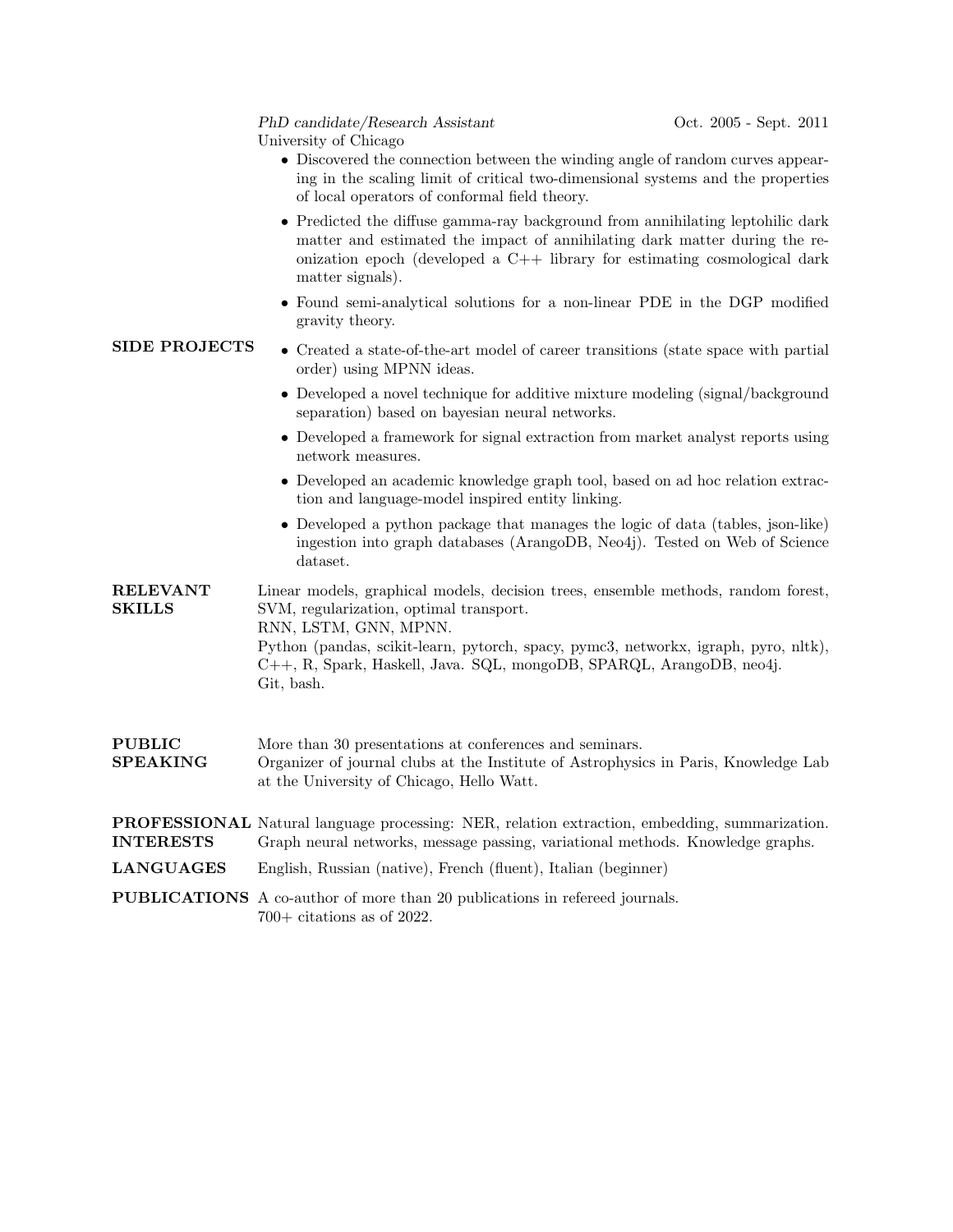*PhD candidate/Research Assistant* Oct. 2005 - Sept. 2011
University of Chicago

- Discovered the connection between the winding angle of random curves appearing in the scaling limit of critical two-dimensional systems and the properties of local operators of conformal field theory.
- Predicted the diffuse gamma-ray background from annihilating leptohilic dark matter and estimated the impact of annihilating dark matter during the reonization epoch (developed a C++ library for estimating cosmological dark matter signals).
- Found semi-analytical solutions for a non-linear PDE in the DGP modified gravity theory.

## SIDE PROJECTS

- Created a state-of-the-art model of career transitions (state space with partial order) using MPNN ideas.
- Developed a novel technique for additive mixture modeling (signal/background separation) based on bayesian neural networks.
- Developed a framework for signal extraction from market analyst reports using network measures.
- Developed an academic knowledge graph tool, based on ad hoc relation extraction and language-model inspired entity linking.
- Developed a python package that manages the logic of data (tables, json-like) ingestion into graph databases (ArangoDB, Neo4j). Tested on Web of Science dataset.

## RELEVANT SKILLS

Linear models, graphical models, decision trees, ensemble methods, random forest, SVM, regularization, optimal transport.
RNN, LSTM, GNN, MPNN.
Python (pandas, scikit-learn, pytorch, spacy, pymc3, networkx, igraph, pyro, nltk), C++, R, Spark, Haskell, Java. SQL, mongoDB, SPARQL, ArangoDB, neo4j.
Git, bash.

## PUBLIC SPEAKING

More than 30 presentations at conferences and seminars.
Organizer of journal clubs at the Institute of Astrophysics in Paris, Knowledge Lab at the University of Chicago, Hello Watt.

## PROFESSIONAL INTERESTS

Natural language processing: NER, relation extraction, embedding, summarization. Graph neural networks, message passing, variational methods. Knowledge graphs.

## LANGUAGES

English, Russian (native), French (fluent), Italian (beginner)

## PUBLICATIONS

A co-author of more than 20 publications in refereed journals.
700+ citations as of 2022.